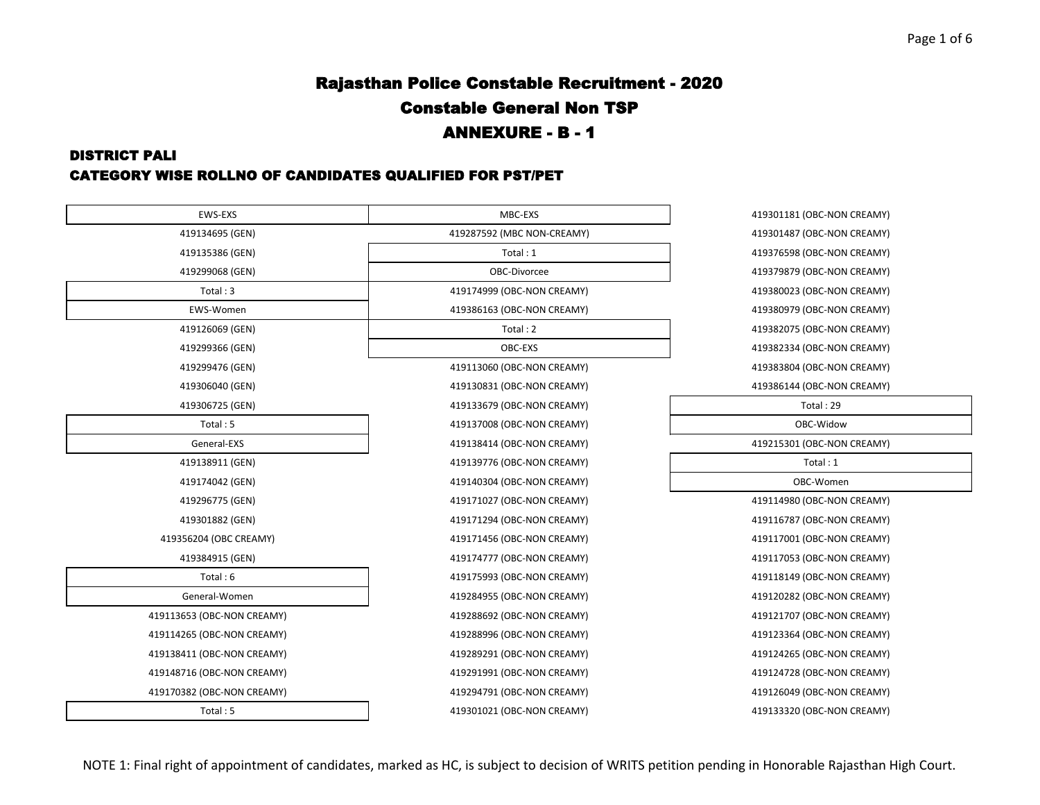# Rajasthan Police Constable Recruitment - 2020

## Constable General Non TSP

## ANNEXURE - B - 1

### DISTRICT PALI

### CATEGORY WISE ROLLNO OF CANDIDATES QUALIFIED FOR PST/PET

**EWS-EXS**

419134695 (GEN)
419135386 (GEN)
419299068 (GEN)

Total : 3

**EWS-Women**

419126069 (GEN)
419299366 (GEN)
419299476 (GEN)
419306040 (GEN)
419306725 (GEN)

Total : 5

**General-EXS**

419138911 (GEN)
419174042 (GEN)
419296775 (GEN)
419301882 (GEN)
419356204 (OBC CREAMY)
419384915 (GEN)

Total : 6

**General-Women**

419113653 (OBC-NON CREAMY)
419114265 (OBC-NON CREAMY)
419138411 (OBC-NON CREAMY)
419148716 (OBC-NON CREAMY)
419170382 (OBC-NON CREAMY)

Total : 5

**MBC-EXS**

419287592 (MBC NON-CREAMY)

Total : 1

**OBC-Divorcee**

419174999 (OBC-NON CREAMY)
419386163 (OBC-NON CREAMY)

Total : 2

**OBC-EXS**

419113060 (OBC-NON CREAMY)
419130831 (OBC-NON CREAMY)
419133679 (OBC-NON CREAMY)
419137008 (OBC-NON CREAMY)
419138414 (OBC-NON CREAMY)
419139776 (OBC-NON CREAMY)
419140304 (OBC-NON CREAMY)
419171027 (OBC-NON CREAMY)
419171294 (OBC-NON CREAMY)
419171456 (OBC-NON CREAMY)
419174777 (OBC-NON CREAMY)
419175993 (OBC-NON CREAMY)
419284955 (OBC-NON CREAMY)
419288692 (OBC-NON CREAMY)
419288996 (OBC-NON CREAMY)
419289291 (OBC-NON CREAMY)
419291991 (OBC-NON CREAMY)
419294791 (OBC-NON CREAMY)
419301021 (OBC-NON CREAMY)
419301181 (OBC-NON CREAMY)
419301487 (OBC-NON CREAMY)
419376598 (OBC-NON CREAMY)
419379879 (OBC-NON CREAMY)
419380023 (OBC-NON CREAMY)
419380979 (OBC-NON CREAMY)
419382075 (OBC-NON CREAMY)
419382334 (OBC-NON CREAMY)
419383804 (OBC-NON CREAMY)
419386144 (OBC-NON CREAMY)

Total : 29

**OBC-Widow**

419215301 (OBC-NON CREAMY)

Total : 1

**OBC-Women**

419114980 (OBC-NON CREAMY)
419116787 (OBC-NON CREAMY)
419117001 (OBC-NON CREAMY)
419117053 (OBC-NON CREAMY)
419118149 (OBC-NON CREAMY)
419120282 (OBC-NON CREAMY)
419121707 (OBC-NON CREAMY)
419123364 (OBC-NON CREAMY)
419124265 (OBC-NON CREAMY)
419124728 (OBC-NON CREAMY)
419126049 (OBC-NON CREAMY)
419133320 (OBC-NON CREAMY)

NOTE 1: Final right of appointment of candidates, marked as HC, is subject to decision of WRITS petition pending in Honorable Rajasthan High Court.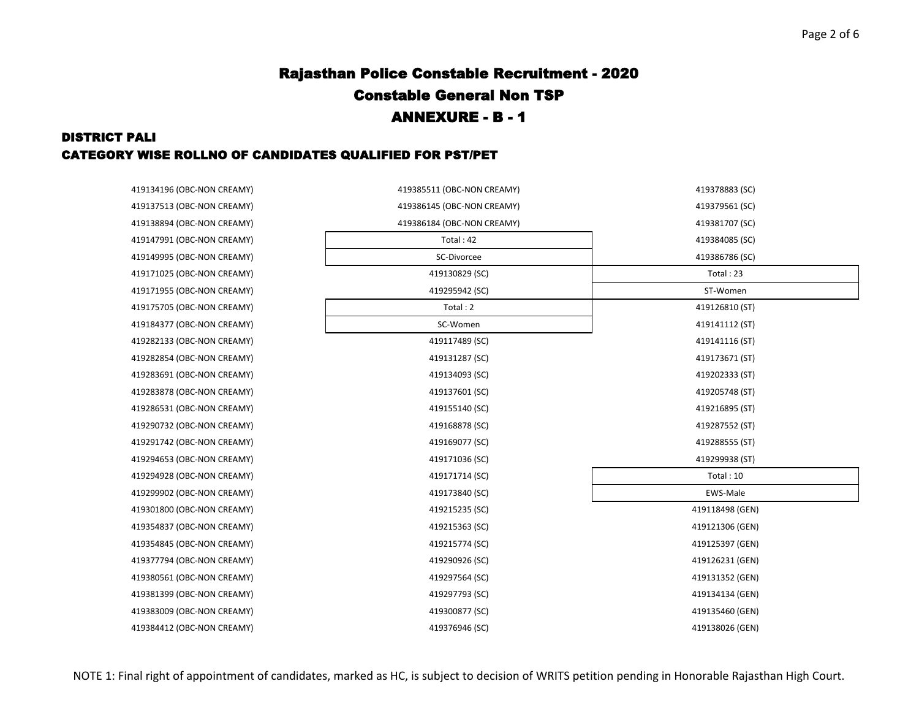# Rajasthan Police Constable Recruitment - 2020

## Constable General Non TSP

## ANNEXURE - B - 1

### DISTRICT PALI

### CATEGORY WISE ROLLNO OF CANDIDATES QUALIFIED FOR PST/PET

419134196 (OBC-NON CREAMY)
419137513 (OBC-NON CREAMY)
419138894 (OBC-NON CREAMY)
419147991 (OBC-NON CREAMY)
419149995 (OBC-NON CREAMY)
419171025 (OBC-NON CREAMY)
419171955 (OBC-NON CREAMY)
419175705 (OBC-NON CREAMY)
419184377 (OBC-NON CREAMY)
419282133 (OBC-NON CREAMY)
419282854 (OBC-NON CREAMY)
419283691 (OBC-NON CREAMY)
419283878 (OBC-NON CREAMY)
419286531 (OBC-NON CREAMY)
419290732 (OBC-NON CREAMY)
419291742 (OBC-NON CREAMY)
419294653 (OBC-NON CREAMY)
419294928 (OBC-NON CREAMY)
419299902 (OBC-NON CREAMY)
419301800 (OBC-NON CREAMY)
419354837 (OBC-NON CREAMY)
419354845 (OBC-NON CREAMY)
419377794 (OBC-NON CREAMY)
419380561 (OBC-NON CREAMY)
419381399 (OBC-NON CREAMY)
419383009 (OBC-NON CREAMY)
419384412 (OBC-NON CREAMY)
419385511 (OBC-NON CREAMY)
419386145 (OBC-NON CREAMY)
419386184 (OBC-NON CREAMY)

| Total : 42 |
|---|
| SC-Divorcee |

419130829 (SC)
419295942 (SC)

| Total : 2 |
|---|
| SC-Women |

419117489 (SC)
419131287 (SC)
419134093 (SC)
419137601 (SC)
419155140 (SC)
419168878 (SC)
419169077 (SC)
419171036 (SC)
419171714 (SC)
419173840 (SC)
419215235 (SC)
419215363 (SC)
419215774 (SC)
419290926 (SC)
419297564 (SC)
419297793 (SC)
419300877 (SC)
419376946 (SC)
419378883 (SC)
419379561 (SC)
419381707 (SC)
419384085 (SC)
419386786 (SC)

| Total : 23 |
|---|
| ST-Women |

419126810 (ST)
419141112 (ST)
419141116 (ST)
419173671 (ST)
419202333 (ST)
419205748 (ST)
419216895 (ST)
419287552 (ST)
419288555 (ST)
419299938 (ST)

| Total : 10 |
|---|
| EWS-Male |

419118498 (GEN)
419121306 (GEN)
419125397 (GEN)
419126231 (GEN)
419131352 (GEN)
419134134 (GEN)
419135460 (GEN)
419138026 (GEN)

NOTE 1: Final right of appointment of candidates, marked as HC, is subject to decision of WRITS petition pending in Honorable Rajasthan High Court.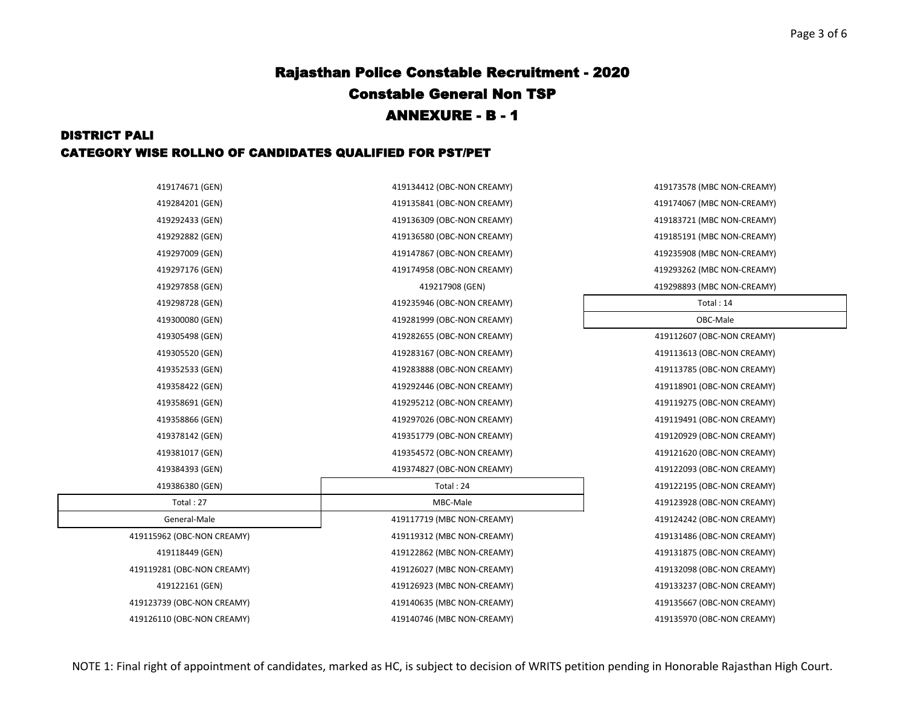# Rajasthan Police Constable Recruitment - 2020

## Constable General Non TSP

## ANNEXURE - B - 1

### DISTRICT PALI

### CATEGORY WISE ROLLNO OF CANDIDATES QUALIFIED FOR PST/PET

419174671 (GEN)
419284201 (GEN)
419292433 (GEN)
419292882 (GEN)
419297009 (GEN)
419297176 (GEN)
419297858 (GEN)
419298728 (GEN)
419300080 (GEN)
419305498 (GEN)
419305520 (GEN)
419352533 (GEN)
419358422 (GEN)
419358691 (GEN)
419358866 (GEN)
419378142 (GEN)
419381017 (GEN)
419384393 (GEN)
419386380 (GEN)

Total : 27

**General-Male**

419115962 (OBC-NON CREAMY)
419118449 (GEN)
419119281 (OBC-NON CREAMY)
419122161 (GEN)
419123739 (OBC-NON CREAMY)
419126110 (OBC-NON CREAMY)
419134412 (OBC-NON CREAMY)
419135841 (OBC-NON CREAMY)
419136309 (OBC-NON CREAMY)
419136580 (OBC-NON CREAMY)
419147867 (OBC-NON CREAMY)
419174958 (OBC-NON CREAMY)
419217908 (GEN)
419235946 (OBC-NON CREAMY)
419281999 (OBC-NON CREAMY)
419282655 (OBC-NON CREAMY)
419283167 (OBC-NON CREAMY)
419283888 (OBC-NON CREAMY)
419292446 (OBC-NON CREAMY)
419295212 (OBC-NON CREAMY)
419297026 (OBC-NON CREAMY)
419351779 (OBC-NON CREAMY)
419354572 (OBC-NON CREAMY)
419374827 (OBC-NON CREAMY)

Total : 24

**MBC-Male**

419117719 (MBC NON-CREAMY)
419119312 (MBC NON-CREAMY)
419122862 (MBC NON-CREAMY)
419126027 (MBC NON-CREAMY)
419126923 (MBC NON-CREAMY)
419140635 (MBC NON-CREAMY)
419140746 (MBC NON-CREAMY)
419173578 (MBC NON-CREAMY)
419174067 (MBC NON-CREAMY)
419183721 (MBC NON-CREAMY)
419185191 (MBC NON-CREAMY)
419235908 (MBC NON-CREAMY)
419293262 (MBC NON-CREAMY)
419298893 (MBC NON-CREAMY)

Total : 14

**OBC-Male**

419112607 (OBC-NON CREAMY)
419113613 (OBC-NON CREAMY)
419113785 (OBC-NON CREAMY)
419118901 (OBC-NON CREAMY)
419119275 (OBC-NON CREAMY)
419119491 (OBC-NON CREAMY)
419120929 (OBC-NON CREAMY)
419121620 (OBC-NON CREAMY)
419122093 (OBC-NON CREAMY)
419122195 (OBC-NON CREAMY)
419123928 (OBC-NON CREAMY)
419124242 (OBC-NON CREAMY)
419131486 (OBC-NON CREAMY)
419131875 (OBC-NON CREAMY)
419132098 (OBC-NON CREAMY)
419133237 (OBC-NON CREAMY)
419135667 (OBC-NON CREAMY)
419135970 (OBC-NON CREAMY)

NOTE 1: Final right of appointment of candidates, marked as HC, is subject to decision of WRITS petition pending in Honorable Rajasthan High Court.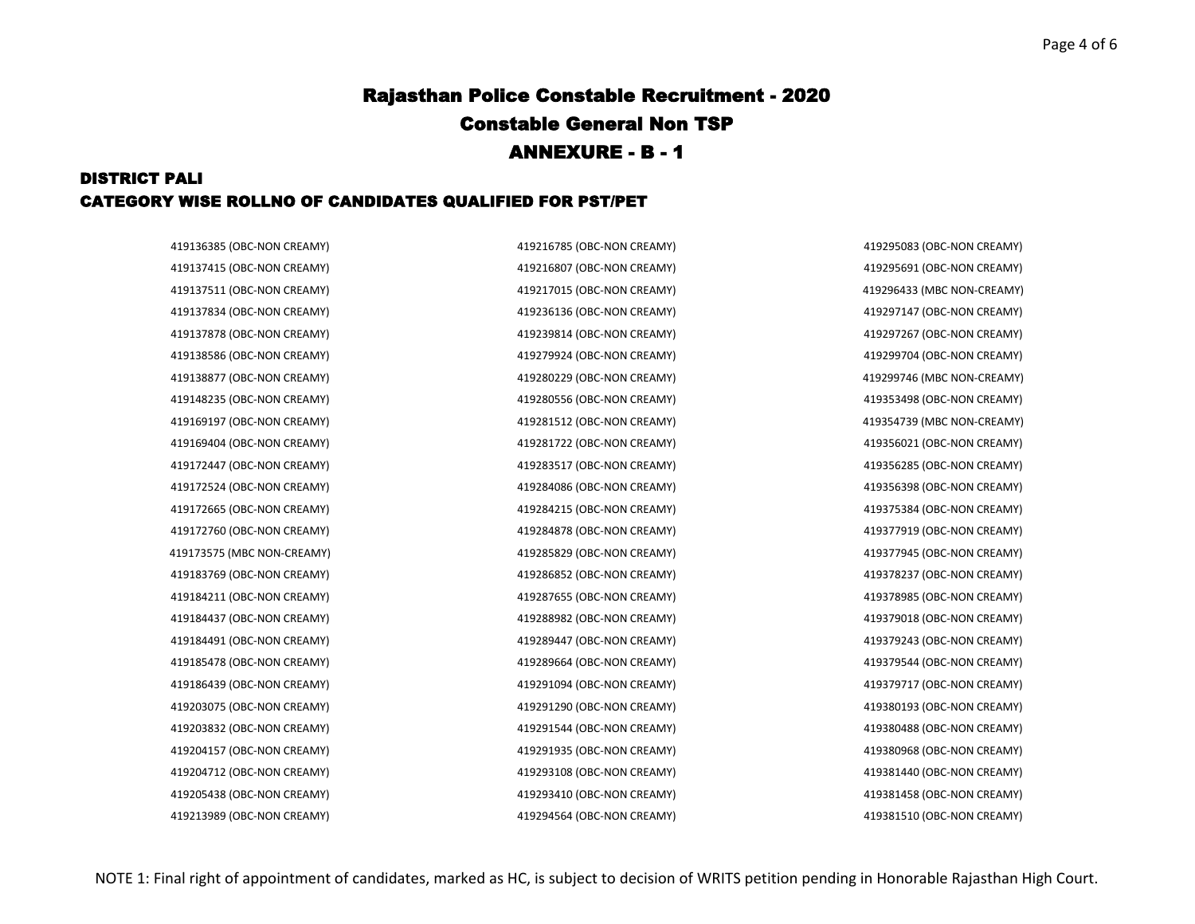# Rajasthan Police Constable Recruitment - 2020

## Constable General Non TSP

## ANNEXURE - B - 1

### DISTRICT PALI

### CATEGORY WISE ROLLNO OF CANDIDATES QUALIFIED FOR PST/PET

419136385 (OBC-NON CREAMY)
419137415 (OBC-NON CREAMY)
419137511 (OBC-NON CREAMY)
419137834 (OBC-NON CREAMY)
419137878 (OBC-NON CREAMY)
419138586 (OBC-NON CREAMY)
419138877 (OBC-NON CREAMY)
419148235 (OBC-NON CREAMY)
419169197 (OBC-NON CREAMY)
419169404 (OBC-NON CREAMY)
419172447 (OBC-NON CREAMY)
419172524 (OBC-NON CREAMY)
419172665 (OBC-NON CREAMY)
419172760 (OBC-NON CREAMY)
419173575 (MBC NON-CREAMY)
419183769 (OBC-NON CREAMY)
419184211 (OBC-NON CREAMY)
419184437 (OBC-NON CREAMY)
419184491 (OBC-NON CREAMY)
419185478 (OBC-NON CREAMY)
419186439 (OBC-NON CREAMY)
419203075 (OBC-NON CREAMY)
419203832 (OBC-NON CREAMY)
419204157 (OBC-NON CREAMY)
419204712 (OBC-NON CREAMY)
419205438 (OBC-NON CREAMY)
419213989 (OBC-NON CREAMY)
419216785 (OBC-NON CREAMY)
419216807 (OBC-NON CREAMY)
419217015 (OBC-NON CREAMY)
419236136 (OBC-NON CREAMY)
419239814 (OBC-NON CREAMY)
419279924 (OBC-NON CREAMY)
419280229 (OBC-NON CREAMY)
419280556 (OBC-NON CREAMY)
419281512 (OBC-NON CREAMY)
419281722 (OBC-NON CREAMY)
419283517 (OBC-NON CREAMY)
419284086 (OBC-NON CREAMY)
419284215 (OBC-NON CREAMY)
419284878 (OBC-NON CREAMY)
419285829 (OBC-NON CREAMY)
419286852 (OBC-NON CREAMY)
419287655 (OBC-NON CREAMY)
419288982 (OBC-NON CREAMY)
419289447 (OBC-NON CREAMY)
419289664 (OBC-NON CREAMY)
419291094 (OBC-NON CREAMY)
419291290 (OBC-NON CREAMY)
419291544 (OBC-NON CREAMY)
419291935 (OBC-NON CREAMY)
419293108 (OBC-NON CREAMY)
419293410 (OBC-NON CREAMY)
419294564 (OBC-NON CREAMY)
419295083 (OBC-NON CREAMY)
419295691 (OBC-NON CREAMY)
419296433 (MBC NON-CREAMY)
419297147 (OBC-NON CREAMY)
419297267 (OBC-NON CREAMY)
419299704 (OBC-NON CREAMY)
419299746 (MBC NON-CREAMY)
419353498 (OBC-NON CREAMY)
419354739 (MBC NON-CREAMY)
419356021 (OBC-NON CREAMY)
419356285 (OBC-NON CREAMY)
419356398 (OBC-NON CREAMY)
419375384 (OBC-NON CREAMY)
419377919 (OBC-NON CREAMY)
419377945 (OBC-NON CREAMY)
419378237 (OBC-NON CREAMY)
419378985 (OBC-NON CREAMY)
419379018 (OBC-NON CREAMY)
419379243 (OBC-NON CREAMY)
419379544 (OBC-NON CREAMY)
419379717 (OBC-NON CREAMY)
419380193 (OBC-NON CREAMY)
419380488 (OBC-NON CREAMY)
419380968 (OBC-NON CREAMY)
419381440 (OBC-NON CREAMY)
419381458 (OBC-NON CREAMY)
419381510 (OBC-NON CREAMY)

NOTE 1: Final right of appointment of candidates, marked as HC, is subject to decision of WRITS petition pending in Honorable Rajasthan High Court.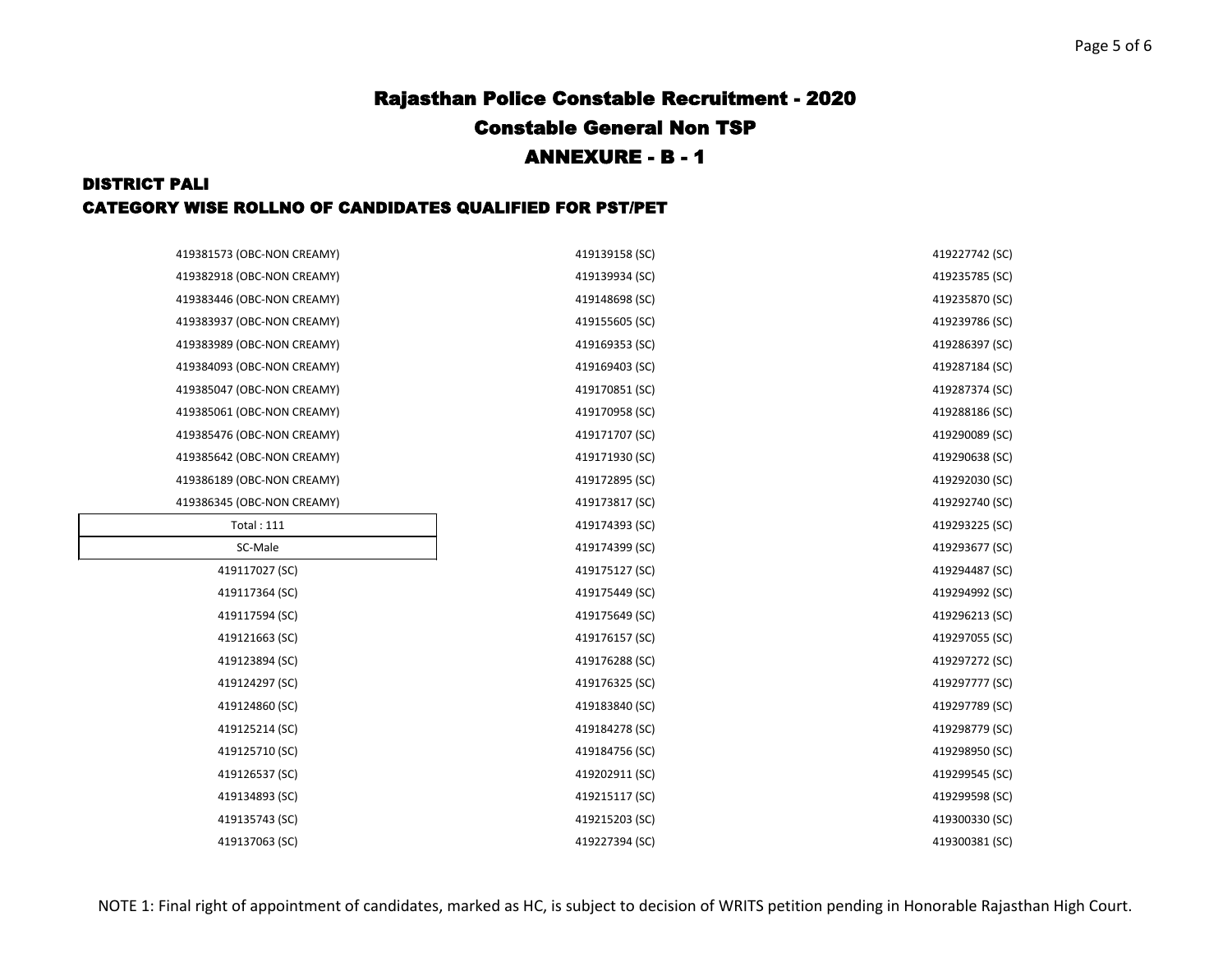# Rajasthan Police Constable Recruitment - 2020

## Constable General Non TSP

## ANNEXURE - B - 1

### DISTRICT PALI

### CATEGORY WISE ROLLNO OF CANDIDATES QUALIFIED FOR PST/PET

419381573 (OBC-NON CREAMY)
419382918 (OBC-NON CREAMY)
419383446 (OBC-NON CREAMY)
419383937 (OBC-NON CREAMY)
419383989 (OBC-NON CREAMY)
419384093 (OBC-NON CREAMY)
419385047 (OBC-NON CREAMY)
419385061 (OBC-NON CREAMY)
419385476 (OBC-NON CREAMY)
419385642 (OBC-NON CREAMY)
419386189 (OBC-NON CREAMY)
419386345 (OBC-NON CREAMY)

Total : 111

SC-Male

419117027 (SC)
419117364 (SC)
419117594 (SC)
419121663 (SC)
419123894 (SC)
419124297 (SC)
419124860 (SC)
419125214 (SC)
419125710 (SC)
419126537 (SC)
419134893 (SC)
419135743 (SC)
419137063 (SC)
419139158 (SC)
419139934 (SC)
419148698 (SC)
419155605 (SC)
419169353 (SC)
419169403 (SC)
419170851 (SC)
419170958 (SC)
419171707 (SC)
419171930 (SC)
419172895 (SC)
419173817 (SC)
419174393 (SC)
419174399 (SC)
419175127 (SC)
419175449 (SC)
419175649 (SC)
419176157 (SC)
419176288 (SC)
419176325 (SC)
419183840 (SC)
419184278 (SC)
419184756 (SC)
419202911 (SC)
419215117 (SC)
419215203 (SC)
419227394 (SC)
419227742 (SC)
419235785 (SC)
419235870 (SC)
419239786 (SC)
419286397 (SC)
419287184 (SC)
419287374 (SC)
419288186 (SC)
419290089 (SC)
419290638 (SC)
419292030 (SC)
419292740 (SC)
419293225 (SC)
419293677 (SC)
419294487 (SC)
419294992 (SC)
419296213 (SC)
419297055 (SC)
419297272 (SC)
419297777 (SC)
419297789 (SC)
419298779 (SC)
419298950 (SC)
419299545 (SC)
419299598 (SC)
419300330 (SC)
419300381 (SC)

NOTE 1: Final right of appointment of candidates, marked as HC, is subject to decision of WRITS petition pending in Honorable Rajasthan High Court.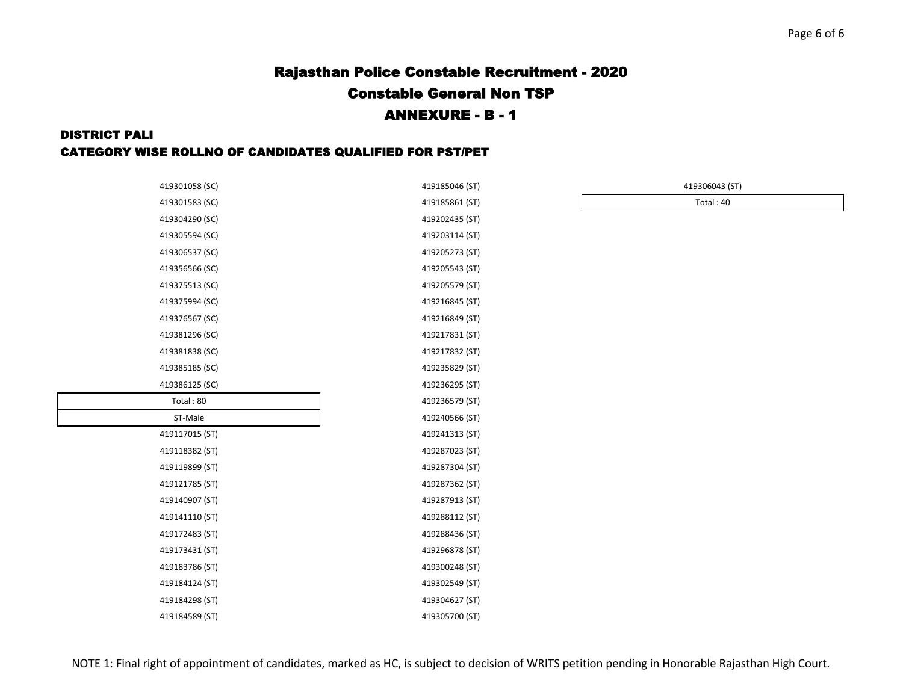# Rajasthan Police Constable Recruitment - 2020

## Constable General Non TSP

## ANNEXURE - B - 1

### DISTRICT PALI

### CATEGORY WISE ROLLNO OF CANDIDATES QUALIFIED FOR PST/PET

419301058 (SC)
419301583 (SC)
419304290 (SC)
419305594 (SC)
419306537 (SC)
419356566 (SC)
419375513 (SC)
419375994 (SC)
419376567 (SC)
419381296 (SC)
419381838 (SC)
419385185 (SC)
419386125 (SC)

Total : 80

ST-Male

419117015 (ST)
419118382 (ST)
419119899 (ST)
419121785 (ST)
419140907 (ST)
419141110 (ST)
419172483 (ST)
419173431 (ST)
419183786 (ST)
419184124 (ST)
419184298 (ST)
419184589 (ST)
419185046 (ST)
419185861 (ST)
419202435 (ST)
419203114 (ST)
419205273 (ST)
419205543 (ST)
419205579 (ST)
419216845 (ST)
419216849 (ST)
419217831 (ST)
419217832 (ST)
419235829 (ST)
419236295 (ST)
419236579 (ST)
419240566 (ST)
419241313 (ST)
419287023 (ST)
419287304 (ST)
419287362 (ST)
419287913 (ST)
419288112 (ST)
419288436 (ST)
419296878 (ST)
419300248 (ST)
419302549 (ST)
419304627 (ST)
419305700 (ST)
419306043 (ST)

Total : 40

NOTE 1: Final right of appointment of candidates, marked as HC, is subject to decision of WRITS petition pending in Honorable Rajasthan High Court.